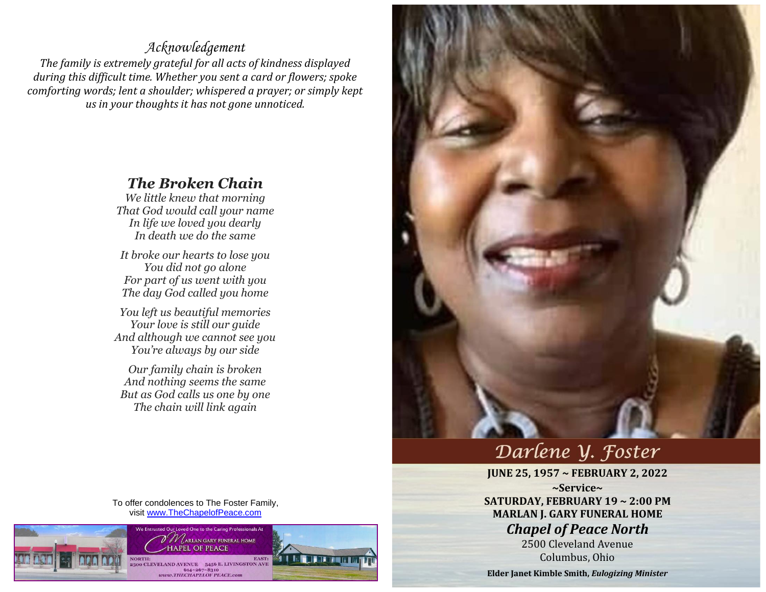## *Acknowledgement*

*The family is extremely grateful for all acts of kindness displayed during this difficult time. Whether you sent a card or flowers; spoke comforting words; lent a shoulder; whispered a prayer; or simply kept us in your thoughts it has not gone unnoticed.*

## *The Broken Chain*

*We little knew that morning*
*That God would call your name*
*In life we loved you dearly*
*In death we do the same*

*It broke our hearts to lose you*
*You did not go alone*
*For part of us went with you*
*The day God called you home*

*You left us beautiful memories*
*Your love is still our guide*
*And although we cannot see you*
*You're always by our side*

*Our family chain is broken*
*And nothing seems the same*
*But as God calls us one by one*
*The chain will link again*

To offer condolences to The Foster Family,
visit www.TheChapelofPeace.com

We Entrusted Our Loved One to the Caring Professionals At
Marlan Gary Funeral Home
Chapel of Peace
NORTH: 2500 CLEVELAND AVENUE
EAST: 5456 E. LIVINGSTON AVE
614-267-8310
www.THECHAPELOFPEACE.com

# *Darlene Y. Foster*

**JUNE 25, 1957 ~ FEBRUARY 2, 2022**

**~Service~**

**SATURDAY, FEBRUARY 19 ~ 2:00 PM**

**MARLAN J. GARY FUNERAL HOME**

***Chapel of Peace North***

2500 Cleveland Avenue
Columbus, Ohio

**Elder Janet Kimble Smith, *Eulogizing Minister***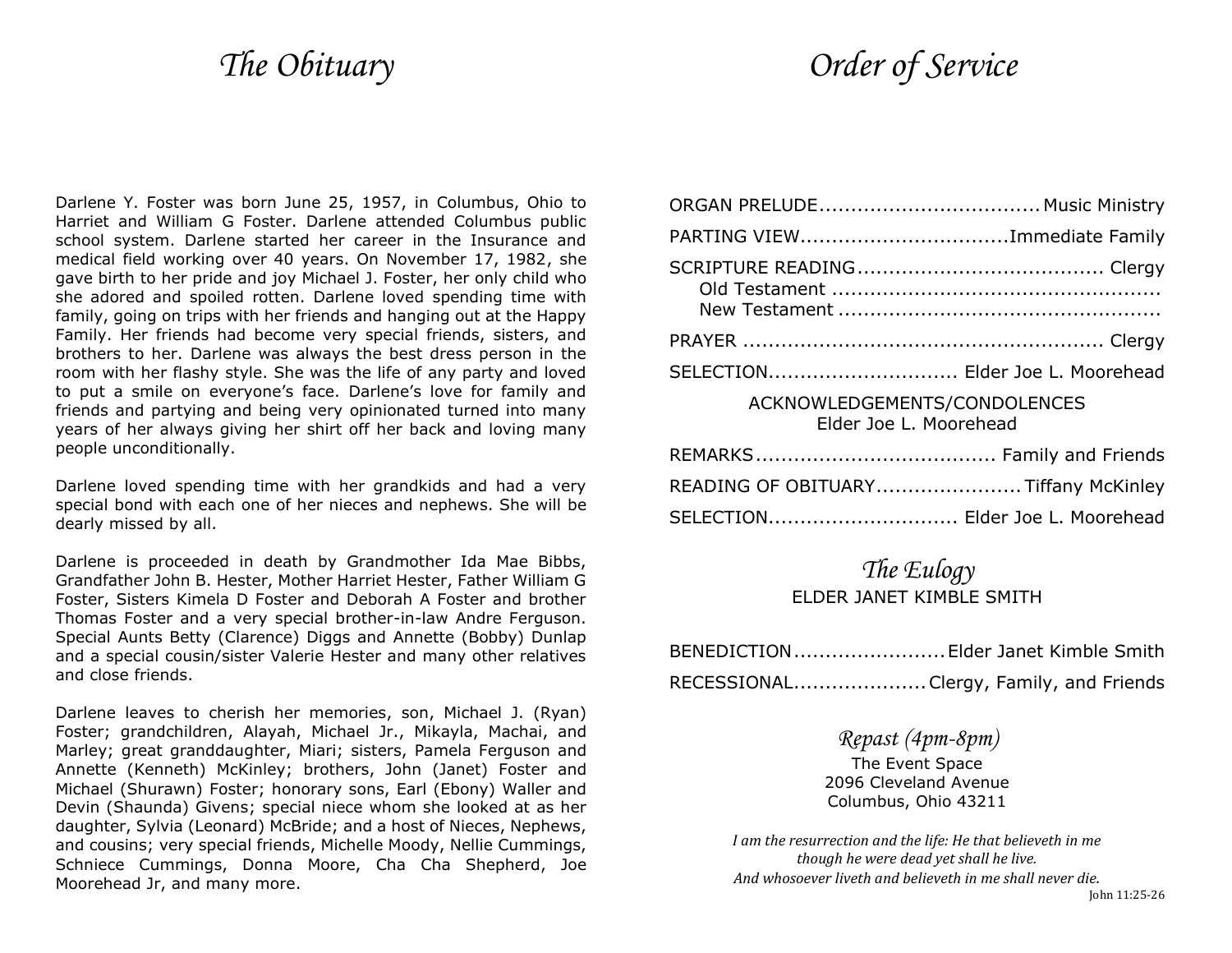# The Obituary

Darlene Y. Foster was born June 25, 1957, in Columbus, Ohio to Harriet and William G Foster. Darlene attended Columbus public school system. Darlene started her career in the Insurance and medical field working over 40 years. On November 17, 1982, she gave birth to her pride and joy Michael J. Foster, her only child who she adored and spoiled rotten. Darlene loved spending time with family, going on trips with her friends and hanging out at the Happy Family. Her friends had become very special friends, sisters, and brothers to her. Darlene was always the best dress person in the room with her flashy style. She was the life of any party and loved to put a smile on everyone's face. Darlene's love for family and friends and partying and being very opinionated turned into many years of her always giving her shirt off her back and loving many people unconditionally.

Darlene loved spending time with her grandkids and had a very special bond with each one of her nieces and nephews. She will be dearly missed by all.

Darlene is proceeded in death by Grandmother Ida Mae Bibbs, Grandfather John B. Hester, Mother Harriet Hester, Father William G Foster, Sisters Kimela D Foster and Deborah A Foster and brother Thomas Foster and a very special brother-in-law Andre Ferguson. Special Aunts Betty (Clarence) Diggs and Annette (Bobby) Dunlap and a special cousin/sister Valerie Hester and many other relatives and close friends.

Darlene leaves to cherish her memories, son, Michael J. (Ryan) Foster; grandchildren, Alayah, Michael Jr., Mikayla, Machai, and Marley; great granddaughter, Miari; sisters, Pamela Ferguson and Annette (Kenneth) McKinley; brothers, John (Janet) Foster and Michael (Shurawn) Foster; honorary sons, Earl (Ebony) Waller and Devin (Shaunda) Givens; special niece whom she looked at as her daughter, Sylvia (Leonard) McBride; and a host of Nieces, Nephews, and cousins; very special friends, Michelle Moody, Nellie Cummings, Schniece Cummings, Donna Moore, Cha Cha Shepherd, Joe Moorehead Jr, and many more.

# Order of Service

ORGAN PRELUDE.................................. Music Ministry

PARTING VIEW................................Immediate Family

SCRIPTURE READING...................................... Clergy
- Old Testament ..................................................
- New Testament .................................................

PRAYER ....................................................... Clergy

SELECTION............................. Elder Joe L. Moorehead

ACKNOWLEDGEMENTS/CONDOLENCES
Elder Joe L. Moorehead

REMARKS..................................... Family and Friends

READING OF OBITUARY....................... Tiffany McKinley

SELECTION............................. Elder Joe L. Moorehead

## *The Eulogy*

ELDER JANET KIMBLE SMITH

BENEDICTION........................ Elder Janet Kimble Smith

RECESSIONAL.................... Clergy, Family, and Friends

## *Repast (4pm-8pm)*

The Event Space
2096 Cleveland Avenue
Columbus, Ohio 43211

*I am the resurrection and the life: He that believeth in me though he were dead yet shall he live. And whosoever liveth and believeth in me shall never die.*

John 11:25-26